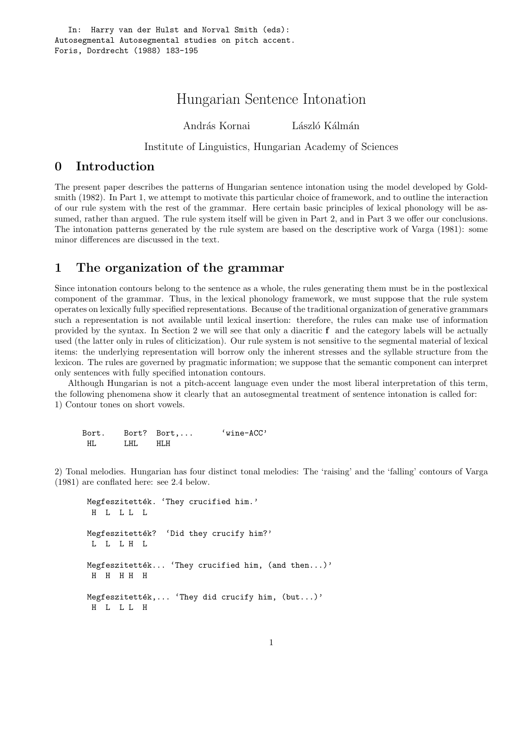In: Harry van der Hulst and Norval Smith (eds): Autosegmental Autosegmental studies on pitch accent. Foris, Dordrecht (1988) 183-195

# Hungarian Sentence Intonation

András Kornai László Kálmán

Institute of Linguistics, Hungarian Academy of Sciences

## 0 Introduction

The present paper describes the patterns of Hungarian sentence intonation using the model developed by Goldsmith (1982). In Part 1, we attempt to motivate this particular choice of framework, and to outline the interaction of our rule system with the rest of the grammar. Here certain basic principles of lexical phonology will be assumed, rather than argued. The rule system itself will be given in Part 2, and in Part 3 we offer our conclusions. The intonation patterns generated by the rule system are based on the descriptive work of Varga (1981): some minor differences are discussed in the text.

## 1 The organization of the grammar

Since intonation contours belong to the sentence as a whole, the rules generating them must be in the postlexical component of the grammar. Thus, in the lexical phonology framework, we must suppose that the rule system operates on lexically fully specified representations. Because of the traditional organization of generative grammars such a representation is not available until lexical insertion: therefore, the rules can make use of information provided by the syntax. In Section 2 we will see that only a diacritic **f** and the category labels will be actually used (the latter only in rules of cliticization). Our rule system is not sensitive to the segmental material of lexical items: the underlying representation will borrow only the inherent stresses and the syllable structure from the lexicon. The rules are governed by pragmatic information; we suppose that the semantic component can interpret only sentences with fully specified intonation contours.

Although Hungarian is not a pitch-accent language even under the most liberal interpretation of this term, the following phenomena show it clearly that an autosegmental treatment of sentence intonation is called for:
1) Contour tones on short vowels.

```
Bort.   Bort?  Bort,...      'wine-ACC'
 HL      LHL    HLH
```

2) Tonal melodies. Hungarian has four distinct tonal melodies: The 'raising' and the 'falling' contours of Varga (1981) are conflated here: see 2.4 below.

```
Megfeszitették. 'They crucified him.'
 H  L  L L  L

Megfeszitették?  'Did they crucify him?'
 L  L  L H  L

Megfeszitették... 'They crucified him, (and then...)'
 H  H  H H  H

Megfeszitették,... 'They did crucify him, (but...)'
 H  L  L L  H
```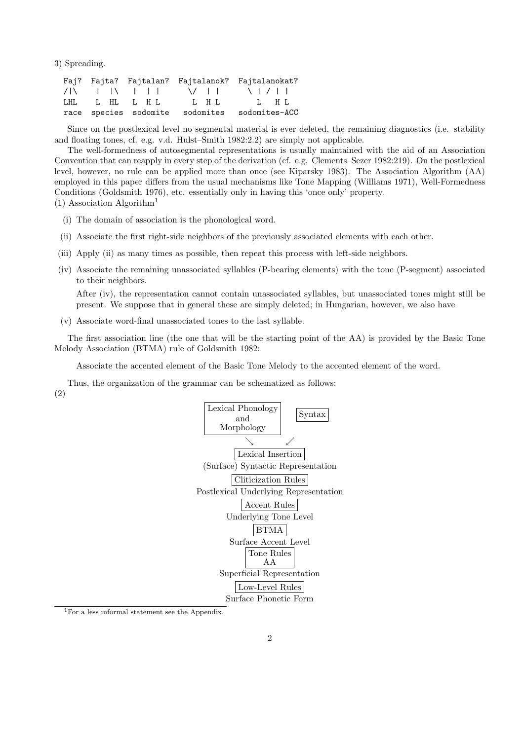3) Spreading.

```
Faj?  Fajta?  Fajtalan?  Fajtalanok?  Fajtalanokat?
/|\    |  |\    |  | |      \/  | |      \ | / | |
LHL    L  HL    L  H L       L  H L        L   H L
race  species  sodomite   sodomites   sodomites-ACC
```

Since on the postlexical level no segmental material is ever deleted, the remaining diagnostics (i.e. stability and floating tones, cf. e.g. v.d. Hulst–Smith 1982:2.2) are simply not applicable.

The well-formedness of autosegmental representations is usually maintained with the aid of an Association Convention that can reapply in every step of the derivation (cf. e.g. Clements–Sezer 1982:219). On the postlexical level, however, no rule can be applied more than once (see Kiparsky 1983). The Association Algorithm (AA) employed in this paper differs from the usual mechanisms like Tone Mapping (Williams 1971), Well-Formedness Conditions (Goldsmith 1976), etc. essentially only in having this 'once only' property.

(1) Association Algorithm[1]

- (i) The domain of association is the phonological word.
- (ii) Associate the first right-side neighbors of the previously associated elements with each other.
- (iii) Apply (ii) as many times as possible, then repeat this process with left-side neighbors.
- (iv) Associate the remaining unassociated syllables (P-bearing elements) with the tone (P-segment) associated to their neighbors.

  After (iv), the representation cannot contain unassociated syllables, but unassociated tones might still be present. We suppose that in general these are simply deleted; in Hungarian, however, we also have

- (v) Associate word-final unassociated tones to the last syllable.

The first association line (the one that will be the starting point of the AA) is provided by the Basic Tone Melody Association (BTMA) rule of Goldsmith 1982:

> Associate the accented element of the Basic Tone Melody to the accented element of the word.

Thus, the organization of the grammar can be schematized as follows:

(2)

```
Lexical Phonology       Syntax
  and Morphology
        ↘             ↙
        Lexical Insertion
(Surface) Syntactic Representation
        Cliticization Rules
Postlexical Underlying Representation
          Accent Rules
      Underlying Tone Level
              BTMA
       Surface Accent Level
           Tone Rules
               AA
     Superficial Representation
         Low-Level Rules
      Surface Phonetic Form
```

[1] For a less informal statement see the Appendix.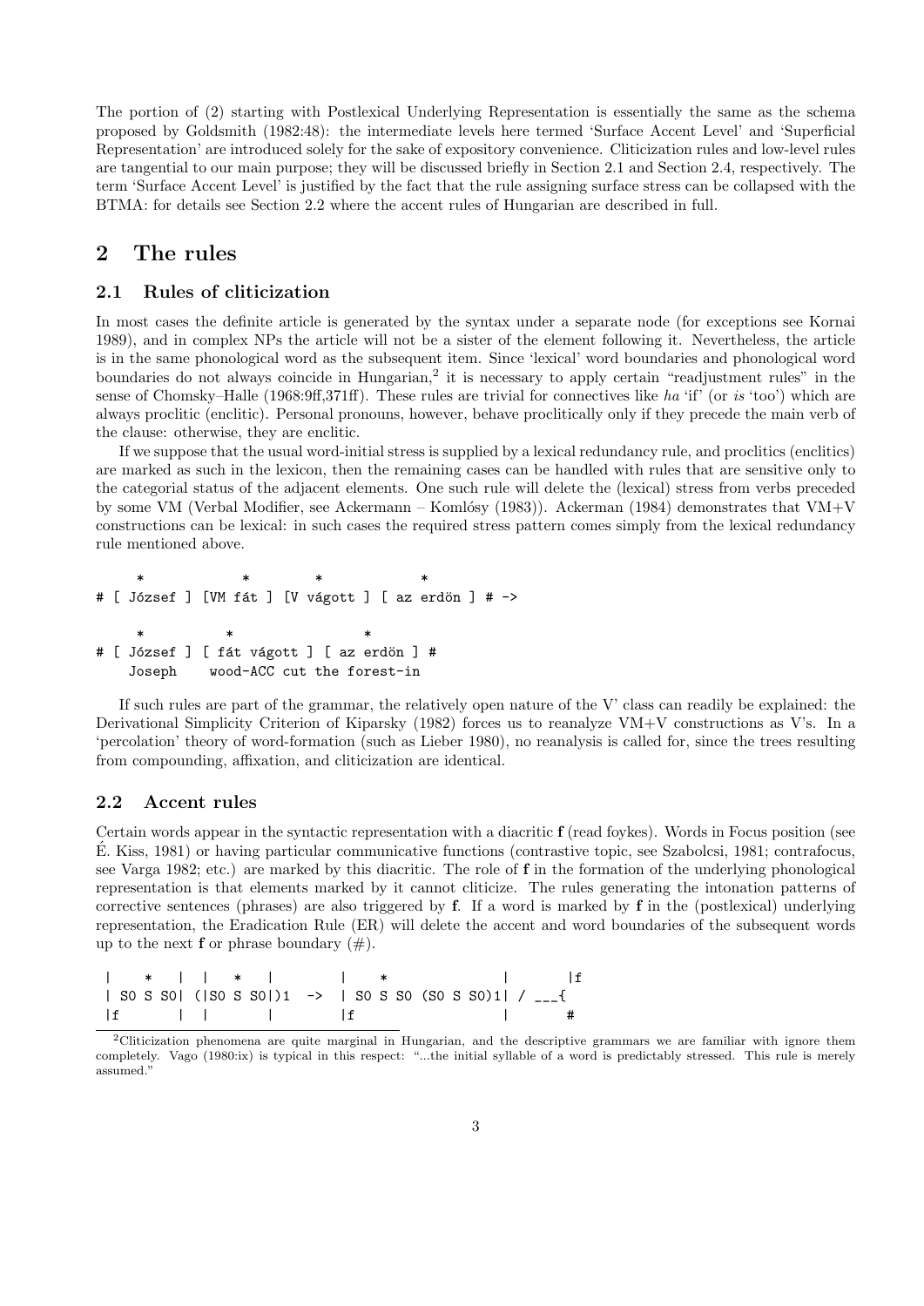The portion of (2) starting with Postlexical Underlying Representation is essentially the same as the schema proposed by Goldsmith (1982:48): the intermediate levels here termed 'Surface Accent Level' and 'Superficial Representation' are introduced solely for the sake of expository convenience. Cliticization rules and low-level rules are tangential to our main purpose; they will be discussed briefly in Section 2.1 and Section 2.4, respectively. The term 'Surface Accent Level' is justified by the fact that the rule assigning surface stress can be collapsed with the BTMA: for details see Section 2.2 where the accent rules of Hungarian are described in full.

# 2 The rules

## 2.1 Rules of cliticization

In most cases the definite article is generated by the syntax under a separate node (for exceptions see Kornai 1989), and in complex NPs the article will not be a sister of the element following it. Nevertheless, the article is in the same phonological word as the subsequent item. Since 'lexical' word boundaries and phonological word boundaries do not always coincide in Hungarian,[2] it is necessary to apply certain "readjustment rules" in the sense of Chomsky–Halle (1968:9ff,371ff). These rules are trivial for connectives like *ha* 'if' (or *is* 'too') which are always proclitic (enclitic). Personal pronouns, however, behave proclitically only if they precede the main verb of the clause: otherwise, they are enclitic.

If we suppose that the usual word-initial stress is supplied by a lexical redundancy rule, and proclitics (enclitics) are marked as such in the lexicon, then the remaining cases can be handled with rules that are sensitive only to the categorial status of the adjacent elements. One such rule will delete the (lexical) stress from verbs preceded by some VM (Verbal Modifier, see Ackermann – Komlósy (1983)). Ackerman (1984) demonstrates that VM+V constructions can be lexical: in such cases the required stress pattern comes simply from the lexical redundancy rule mentioned above.

```
     *             *        *            *
# [ József ] [VM fát ] [V vágott ] [ az erdön ] # ->

     *          *                 *
# [ József ] [ fát vágott ] [ az erdön ] #
    Joseph    wood-ACC cut the forest-in
```

If such rules are part of the grammar, the relatively open nature of the V' class can readily be explained: the Derivational Simplicity Criterion of Kiparsky (1982) forces us to reanalyze VM+V constructions as V's. In a 'percolation' theory of word-formation (such as Lieber 1980), no reanalysis is called for, since the trees resulting from compounding, affixation, and cliticization are identical.

## 2.2 Accent rules

Certain words appear in the syntactic representation with a diacritic **f** (read foykes). Words in Focus position (see É. Kiss, 1981) or having particular communicative functions (contrastive topic, see Szabolcsi, 1981; contrafocus, see Varga 1982; etc.) are marked by this diacritic. The role of **f** in the formation of the underlying phonological representation is that elements marked by it cannot cliticize. The rules generating the intonation patterns of corrective sentences (phrases) are also triggered by **f**. If a word is marked by **f** in the (postlexical) underlying representation, the Eradication Rule (ER) will delete the accent and word boundaries of the subsequent words up to the next **f** or phrase boundary (#).

```
 |    *   |  |   *   |        |    *              |       |f
 | S0 S S0| (|S0 S S0|)1  ->  | S0 S S0 (S0 S S0)1| / ___{
 |f       |  |       |        |f                  |       #
```

[2]Cliticization phenomena are quite marginal in Hungarian, and the descriptive grammars we are familiar with ignore them completely. Vago (1980:ix) is typical in this respect: "...the initial syllable of a word is predictably stressed. This rule is merely assumed."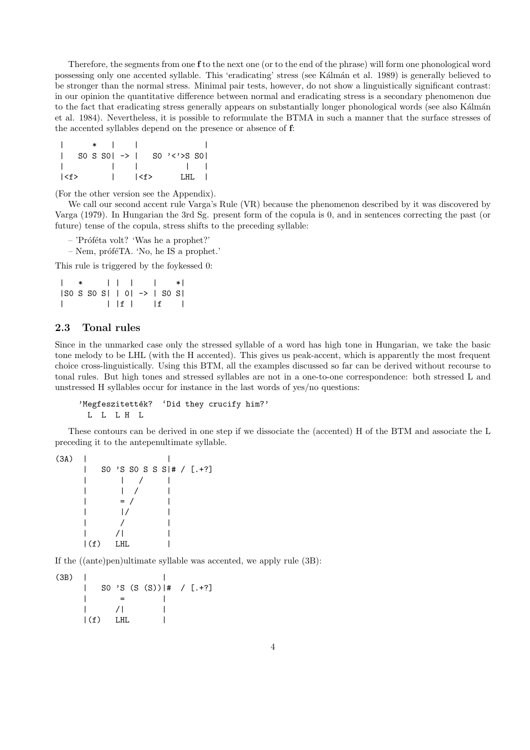Therefore, the segments from one **f** to the next one (or to the end of the phrase) will form one phonological word possessing only one accented syllable. This 'eradicating' stress (see Kálmán et al. 1989) is generally believed to be stronger than the normal stress. Minimal pair tests, however, do not show a linguistically significant contrast: in our opinion the quantitative difference between normal and eradicating stress is a secondary phenomenon due to the fact that eradicating stress generally appears on substantially longer phonological words (see also Kálmán et al. 1984). Nevertheless, it is possible to reformulate the BTMA in such a manner that the surface stresses of the accented syllables depend on the presence or absence of **f**:

```
 |       *   |     |              |
 |   S0 S S0| -> |   S0 '<'>S S0|
 |           |     |          |   |
 |<f>        |     |<f>      LHL  |
```

(For the other version see the Appendix).

We call our second accent rule Varga's Rule (VR) because the phenomenon described by it was discovered by Varga (1979). In Hungarian the 3rd Sg. present form of the copula is 0, and in sentences correcting the past (or future) tense of the copula, stress shifts to the preceding syllable:

– 'Próféta volt? 'Was he a prophet?'
– Nem, próféTA. 'No, he IS a prophet.'

This rule is triggered by the foykessed 0:

```
 |   *      | |  |     |     *|
 |S0 S S0 S| | 0| -> | S0 S|
 |          | |f |     |f    |
```

## 2.3 Tonal rules

Since in the unmarked case only the stressed syllable of a word has high tone in Hungarian, we take the basic tone melody to be LHL (with the H accented). This gives us peak-accent, which is apparently the most frequent choice cross-linguistically. Using this BTM, all the examples discussed so far can be derived without recourse to tonal rules. But high tones and stressed syllables are not in a one-to-one correspondence: both stressed L and unstressed H syllables occur for instance in the last words of yes/no questions:

```
'Megfeszitették?  'Did they crucify him?'
 L  L  L H  L
```

These contours can be derived in one step if we dissociate the (accented) H of the BTM and associate the L preceding it to the antepenultimate syllable.

```
(3A)  |                  |
      |   S0 'S S0 S S S|# / [.+?]
      |       |   /      |
      |       |  /       |
      |       = /        |
      |       |/         |
      |       /          |
      |      /|          |
      |(f)   LHL         |
```

If the ((ante)pen)ultimate syllable was accented, we apply rule (3B):

```
(3B)  |                  |
      |   S0 'S (S (S))|#  / [.+?]
      |       =          |
      |      /|          |
      |(f)   LHL         |
```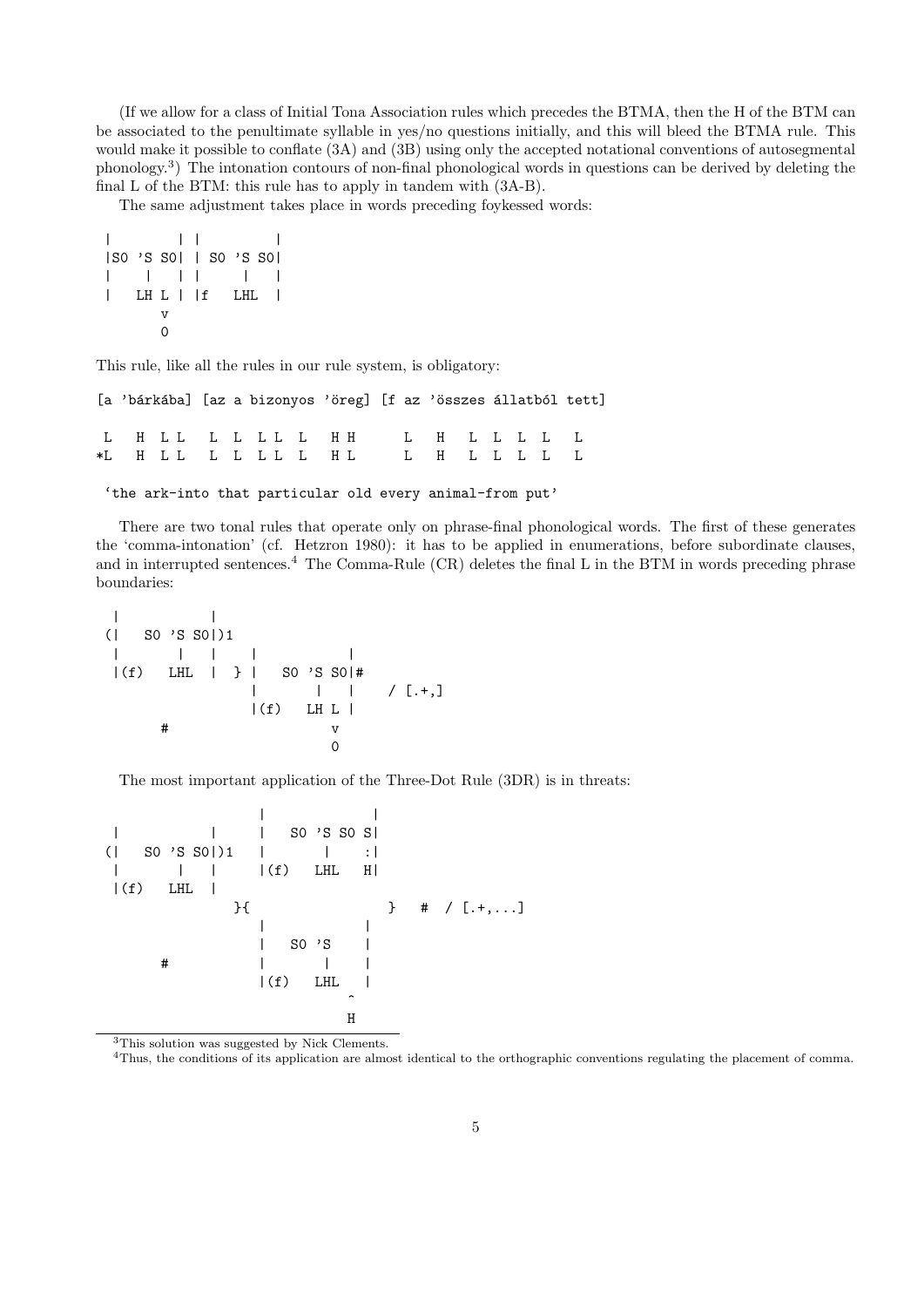(If we allow for a class of Initial Tona Association rules which precedes the BTMA, then the H of the BTM can be associated to the penultimate syllable in yes/no questions initially, and this will bleed the BTMA rule. This would make it possible to conflate (3A) and (3B) using only the accepted notational conventions of autosegmental phonology.[3]) The intonation contours of non-final phonological words in questions can be derived by deleting the final L of the BTM: this rule has to apply in tandem with (3A-B).

The same adjustment takes place in words preceding foykessed words:

```
 |        | |        |
 |S0 'S S0| | S0 'S S0|
 |    |   | |     |   |
 |   LH L | |f   LHL  |
        v
        0
```

This rule, like all the rules in our rule system, is obligatory:

```
[a 'bárkába] [az a bizonyos 'öreg] [f az 'összes állatból tett]

 L   H  L L   L  L  L L  L   H H      L   H   L  L  L  L   L
*L   H  L L   L  L  L L  L   H L      L   H   L  L  L  L   L

 'the ark-into that particular old every animal-from put'
```

There are two tonal rules that operate only on phrase-final phonological words. The first of these generates the 'comma-intonation' (cf. Hetzron 1980): it has to be applied in enumerations, before subordinate clauses, and in interrupted sentences.[4] The Comma-Rule (CR) deletes the final L in the BTM in words preceding phrase boundaries:

```
  |           |
 (|   S0 'S S0|)1
  |       |   |    |           |
  |(f)   LHL  |  } |   S0 'S S0|#
                   |       |   |    / [.+,]
                   |(f)   LH L |
       #                     v
                             0
```

The most important application of the Three-Dot Rule (3DR) is in threats:

```
                   |              |
  |          |     |   S0 'S S0 S|
 (|   S0 'S S0|)1  |       |    :|
  |       |   |    |(f)   LHL   H|
  |(f)   LHL  |
               }{                }   #  / [.+,...]
                   |             |
                   |   S0 'S     |
       #           |       |     |
                   |(f)   LHL    |
                              ^
                             H
```

---

[3] This solution was suggested by Nick Clements.

[4] Thus, the conditions of its application are almost identical to the orthographic conventions regulating the placement of comma.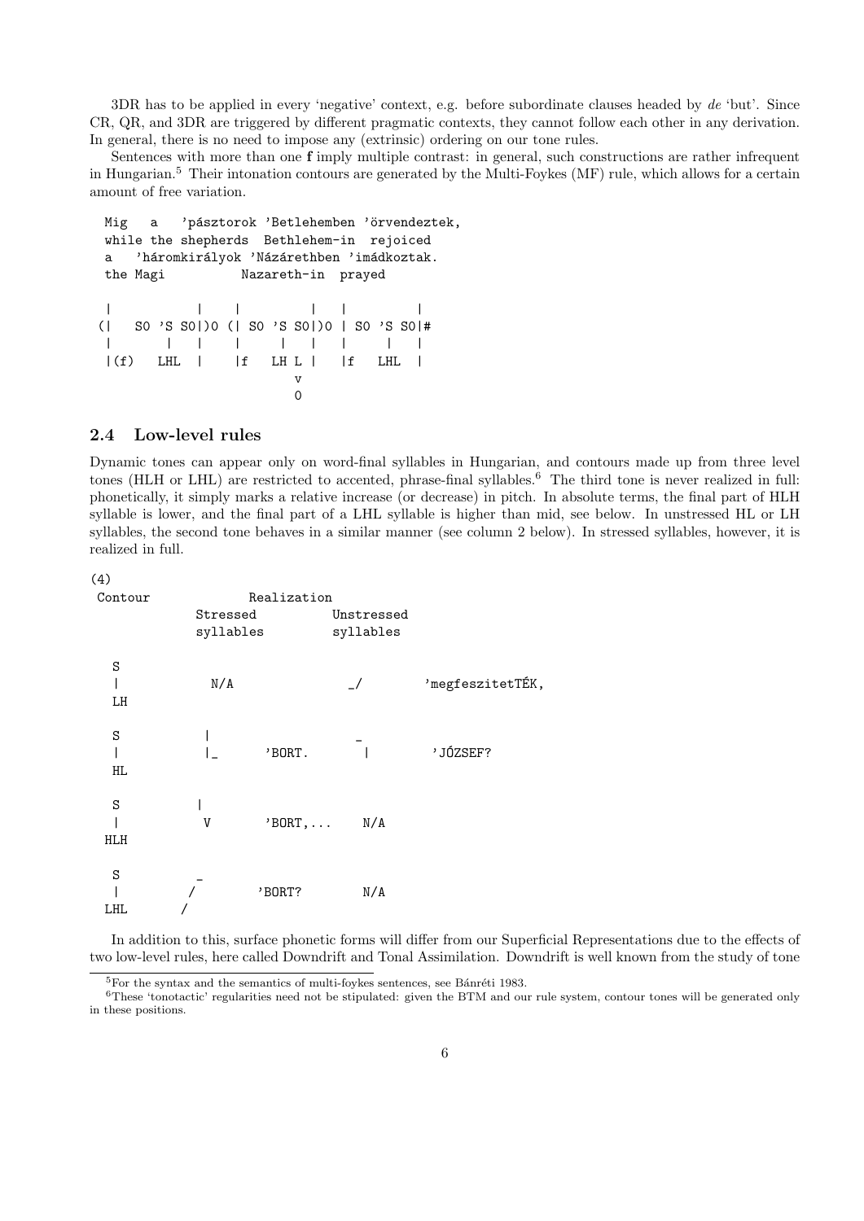3DR has to be applied in every 'negative' context, e.g. before subordinate clauses headed by *de* 'but'. Since CR, QR, and 3DR are triggered by different pragmatic contexts, they cannot follow each other in any derivation. In general, there is no need to impose any (extrinsic) ordering on our tone rules.

Sentences with more than one **f** imply multiple contrast: in general, such constructions are rather infrequent in Hungarian.[5] Their intonation contours are generated by the Multi-Foykes (MF) rule, which allows for a certain amount of free variation.

```
Mig   a   'pásztorok 'Betlehemben 'örvendeztek,
while the shepherds  Bethlehem-in  rejoiced
a   'háromkirályok 'Názárethben 'imádkoztak.
the Magi          Nazareth-in  prayed

 |           |    |          |    |         |
(|   S0 'S S0|)0 (| S0 'S S0|)0 | S0 'S S0|#
 |       |   |    |     |   |   |     |   |
 |(f)   LHL  |    |f   LH L |   |f   LHL  |
                         v
                         0
```

## 2.4 Low-level rules

Dynamic tones can appear only on word-final syllables in Hungarian, and contours made up from three level tones (HLH or LHL) are restricted to accented, phrase-final syllables.[6] The third tone is never realized in full: phonetically, it simply marks a relative increase (or decrease) in pitch. In absolute terms, the final part of HLH syllable is lower, and the final part of a LHL syllable is higher than mid, see below. In unstressed HL or LH syllables, the second tone behaves in a similar manner (see column 2 below). In stressed syllables, however, it is realized in full.

```
(4)
 Contour             Realization
              Stressed          Unstressed
              syllables         syllables

   S
   |            N/A                _/        'megfeszitetTÉK,
   LH

   S           |                   _
   |           |_      'BORT.       |         'JÓZSEF?
   HL

   S           |
   |           V       'BORT,...    N/A
  HLH

   S            _
   |           /       'BORT?       N/A
  LHL         /
```

In addition to this, surface phonetic forms will differ from our Superficial Representations due to the effects of two low-level rules, here called Downdrift and Tonal Assimilation. Downdrift is well known from the study of tone

[5] For the syntax and the semantics of multi-foykes sentences, see Bánréti 1983.

[6] These 'tonotactic' regularities need not be stipulated: given the BTM and our rule system, contour tones will be generated only in these positions.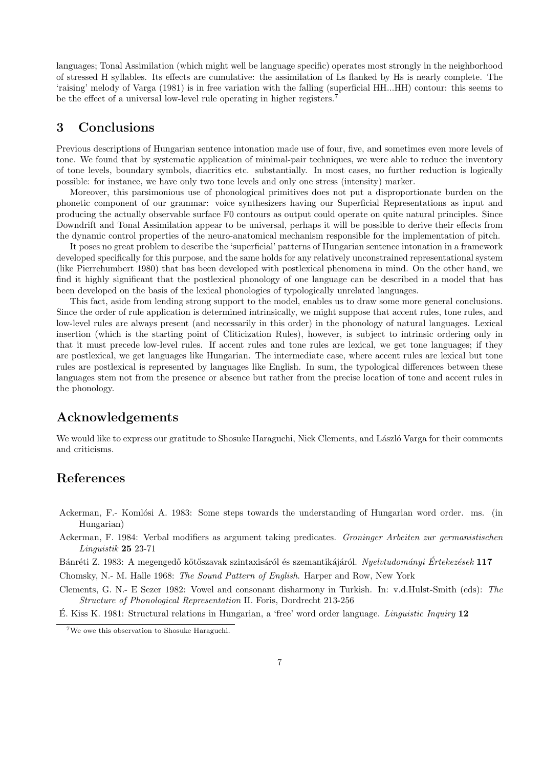languages; Tonal Assimilation (which might well be language specific) operates most strongly in the neighborhood of stressed H syllables. Its effects are cumulative: the assimilation of Ls flanked by Hs is nearly complete. The 'raising' melody of Varga (1981) is in free variation with the falling (superficial HH...HH) contour: this seems to be the effect of a universal low-level rule operating in higher registers.[7]

## 3 Conclusions

Previous descriptions of Hungarian sentence intonation made use of four, five, and sometimes even more levels of tone. We found that by systematic application of minimal-pair techniques, we were able to reduce the inventory of tone levels, boundary symbols, diacritics etc. substantially. In most cases, no further reduction is logically possible: for instance, we have only two tone levels and only one stress (intensity) marker.

Moreover, this parsimonious use of phonological primitives does not put a disproportionate burden on the phonetic component of our grammar: voice synthesizers having our Superficial Representations as input and producing the actually observable surface F0 contours as output could operate on quite natural principles. Since Downdrift and Tonal Assimilation appear to be universal, perhaps it will be possible to derive their effects from the dynamic control properties of the neuro-anatomical mechanism responsible for the implementation of pitch.

It poses no great problem to describe the 'superficial' patterns of Hungarian sentence intonation in a framework developed specifically for this purpose, and the same holds for any relatively unconstrained representational system (like Pierrehumbert 1980) that has been developed with postlexical phenomena in mind. On the other hand, we find it highly significant that the postlexical phonology of one language can be described in a model that has been developed on the basis of the lexical phonologies of typologically unrelated languages.

This fact, aside from lending strong support to the model, enables us to draw some more general conclusions. Since the order of rule application is determined intrinsically, we might suppose that accent rules, tone rules, and low-level rules are always present (and necessarily in this order) in the phonology of natural languages. Lexical insertion (which is the starting point of Cliticization Rules), however, is subject to intrinsic ordering only in that it must precede low-level rules. If accent rules and tone rules are lexical, we get tone languages; if they are postlexical, we get languages like Hungarian. The intermediate case, where accent rules are lexical but tone rules are postlexical is represented by languages like English. In sum, the typological differences between these languages stem not from the presence or absence but rather from the precise location of tone and accent rules in the phonology.

## Acknowledgements

We would like to express our gratitude to Shosuke Haraguchi, Nick Clements, and László Varga for their comments and criticisms.

## References

Ackerman, F.- Komlósi A. 1983: Some steps towards the understanding of Hungarian word order. ms. (in Hungarian)

Ackerman, F. 1984: Verbal modifiers as argument taking predicates. *Groninger Arbeiten zur germanistischen Linguistik* **25** 23-71

Bánréti Z. 1983: A megengedő kötőszavak szintaxisáról és szemantikájáról. *Nyelvtudományi Értekezések* **117**

Chomsky, N.- M. Halle 1968: *The Sound Pattern of English.* Harper and Row, New York

Clements, G. N.- E Sezer 1982: Vowel and consonant disharmony in Turkish. In: v.d.Hulst-Smith (eds): *The Structure of Phonological Representation* II. Foris, Dordrecht 213-256

É. Kiss K. 1981: Structural relations in Hungarian, a 'free' word order language. *Linguistic Inquiry* **12**

[7] We owe this observation to Shosuke Haraguchi.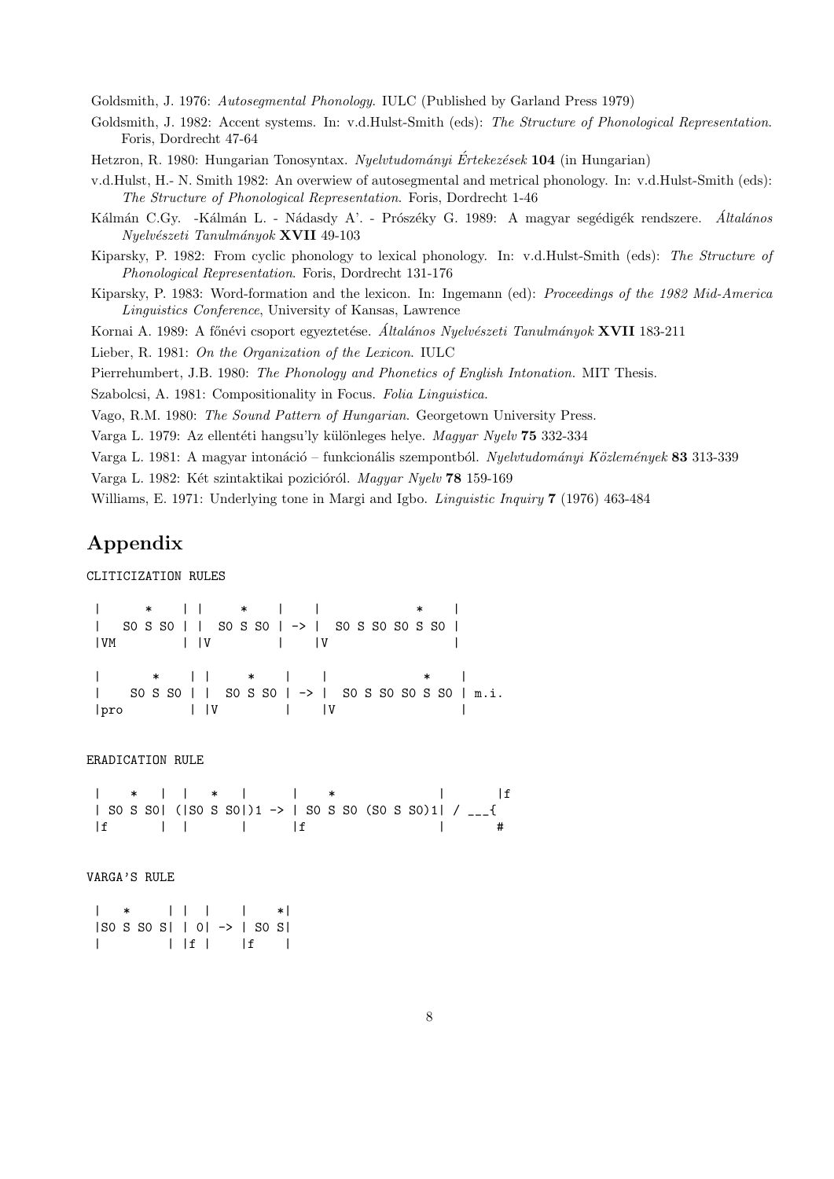Goldsmith, J. 1976: *Autosegmental Phonology*. IULC (Published by Garland Press 1979)

Goldsmith, J. 1982: Accent systems. In: v.d.Hulst-Smith (eds): *The Structure of Phonological Representation*. Foris, Dordrecht 47-64

Hetzron, R. 1980: Hungarian Tonosyntax. *Nyelvtudományi Értekezések* **104** (in Hungarian)

v.d.Hulst, H.- N. Smith 1982: An overwiew of autosegmental and metrical phonology. In: v.d.Hulst-Smith (eds): *The Structure of Phonological Representation*. Foris, Dordrecht 1-46

Kálmán C.Gy. -Kálmán L. - Nádasdy A'. - Prószéky G. 1989: A magyar segédigék rendszere. *Általános Nyelvészeti Tanulmányok* **XVII** 49-103

Kiparsky, P. 1982: From cyclic phonology to lexical phonology. In: v.d.Hulst-Smith (eds): *The Structure of Phonological Representation*. Foris, Dordrecht 131-176

Kiparsky, P. 1983: Word-formation and the lexicon. In: Ingemann (ed): *Proceedings of the 1982 Mid-America Linguistics Conference*, University of Kansas, Lawrence

Kornai A. 1989: A főnévi csoport egyeztetése. *Általános Nyelvészeti Tanulmányok* **XVII** 183-211

Lieber, R. 1981: *On the Organization of the Lexicon*. IULC

Pierrehumbert, J.B. 1980: *The Phonology and Phonetics of English Intonation*. MIT Thesis.

Szabolcsi, A. 1981: Compositionality in Focus. *Folia Linguistica*.

Vago, R.M. 1980: *The Sound Pattern of Hungarian*. Georgetown University Press.

Varga L. 1979: Az ellentéti hangsu'ly különleges helye. *Magyar Nyelv* **75** 332-334

Varga L. 1981: A magyar intonáció – funkcionális szempontból. *Nyelvtudományi Közlemények* **83** 313-339

Varga L. 1982: Két szintaktikai pozicióról. *Magyar Nyelv* **78** 159-169

Williams, E. 1971: Underlying tone in Margi and Igbo. *Linguistic Inquiry* **7** (1976) 463-484

## Appendix

CLITICIZATION RULES

```
 |      *    | |     *    |    |            *    |
 |   S0 S S0 | |  S0 S S0 | -> |  S0 S S0 S0 S S0 |
 |VM         | |V         |    |V                 |

 |       *    | |     *    |    |            *    |
 |    S0 S S0 | |  S0 S S0 | -> |  S0 S S0 S0 S S0 | m.i.
 |pro         | |V         |    |V                 |
```

ERADICATION RULE

```
 |    *   |  |   *   |     |    *             |      |f
 | S0 S S0| (|S0 S S0|)1 -> | S0 S S0 (S0 S S0)1| / ___{
 |f       |  |       |     |f                 |      #
```

VARGA'S RULE

```
 |   *     | |  |    |    *|
 |S0 S S0 S| | 0| -> | S0 S|
 |         | |f |    |f    |
```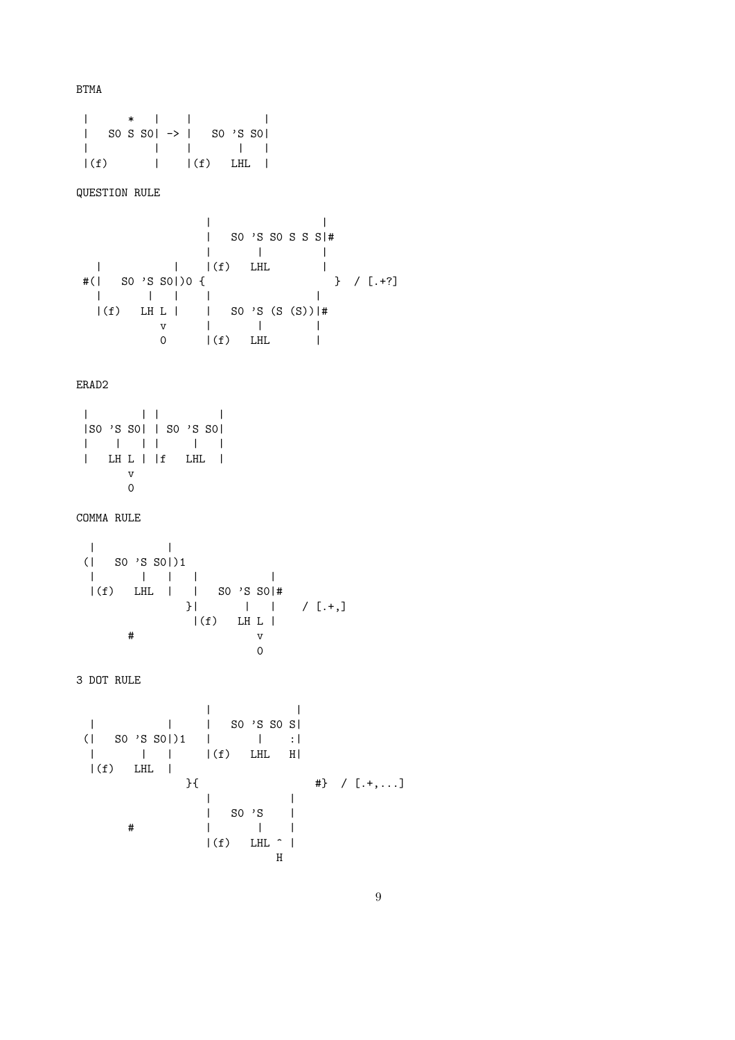BTMA

```
 |      *   |    |           |
 |   S0 S S0| -> |   S0 'S S0|
 |          |    |       |   |
 |(f)       |    |(f)   LHL  |
```

QUESTION RULE

```
                    |                 |
                    |   S0 'S S0 S S S|#
                    |       |         |
   |          |     |(f)   LHL        |
 #(|   S0 'S S0|)0 {                    }  / [.+?]
   |       |   |    |                |
   |(f)   LH L |    |   S0 'S (S (S))|#
            v       |       |        |
            0       |(f)   LHL       |
```

ERAD2

```
 |        | |         |
 |S0 'S S0| | S0 'S S0|
 |    |   | |     |   |
 |   LH L | |f   LHL  |
        v
        0
```

COMMA RULE

```
  |          |
 (|   S0 'S S0|)1
  |       |   |   |          |
  |(f)   LHL  |   |   S0 'S S0|#
                }|       |   |    / [.+,]
                 |(f)   LH L |
        #                  v
                           0
```

3 DOT RULE

```
                    |             |
  |          |      |   S0 'S S0 S|
 (|   S0 'S S0|)1   |       |    :|
  |       |   |     |(f)   LHL   H|
  |(f)   LHL  |
                }{                  #}  / [.+,...]
                    |             |
                    |   S0 'S     |
        #           |       |     |
                    |(f)   LHL ^  |
                               H
```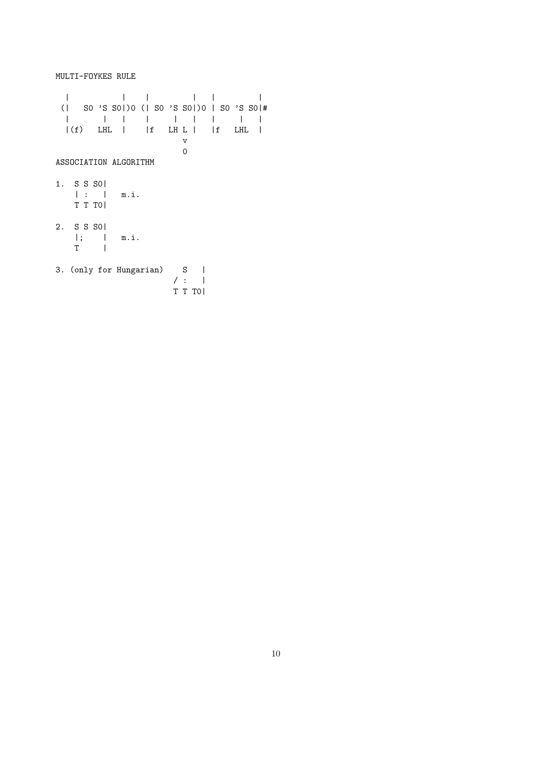MULTI-FOYKES RULE

```
  |           |    |          |   |          |
 (|   S0 'S S0|)0 (| S0 'S S0|)0 | S0 'S S0|#
  |       |   |    |      |   |   |      |   |
  |(f)   LHL  |    |f   LH L |   |f   LHL  |
                           v
                           0
```

ASSOCIATION ALGORITHM

```
1.  S S S0|
    | :  |   m.i.
    T T T0|

2.  S S S0|
    |;   |   m.i.
    T    |

3. (only for Hungarian)    S   |
                          / :  |
                          T T T0|
```